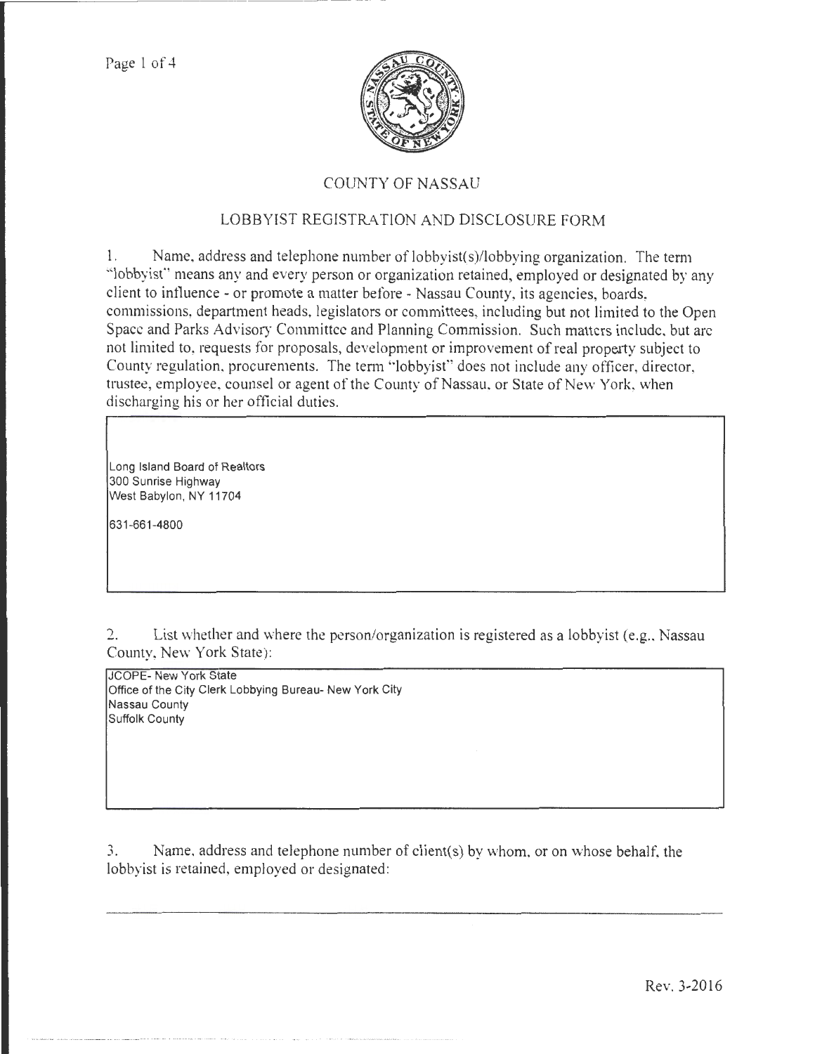# COUNTY OF NASSAU

## LOBBYIST REGISTRATION AND DISCLOSURE FORM

1. Name, address and telephone number of lobbyist(s)/lobbying organization. The term "lobbyist" means any and every person or organization retained, employed or designated by any client to influence - or promote a matter before - Nassau County, its agencies, boards, commissions, department heads, legislators or committees, including but not limited to the Open Space and Parks Advisory Committee and Planning Commission. Such matters include, but are not limited to, requests for proposals, development or improvement of real property subject to County regulation, procurements. The term "lobbyist" does not include any officer, director, trustee, employee, counsel or agent of the County of Nassau, or State of New York, when discharging his or her official duties.

Long Island Board of Realtors
300 Sunrise Highway
West Babylon, NY 11704

631-661-4800

2. List whether and where the person/organization is registered as a lobbyist (e.g., Nassau County, New York State):

JCOPE- New York State
Office of the City Clerk Lobbying Bureau- New York City
Nassau County
Suffolk County

3. Name, address and telephone number of client(s) by whom, or on whose behalf, the lobbyist is retained, employed or designated:

Rev. 3-2016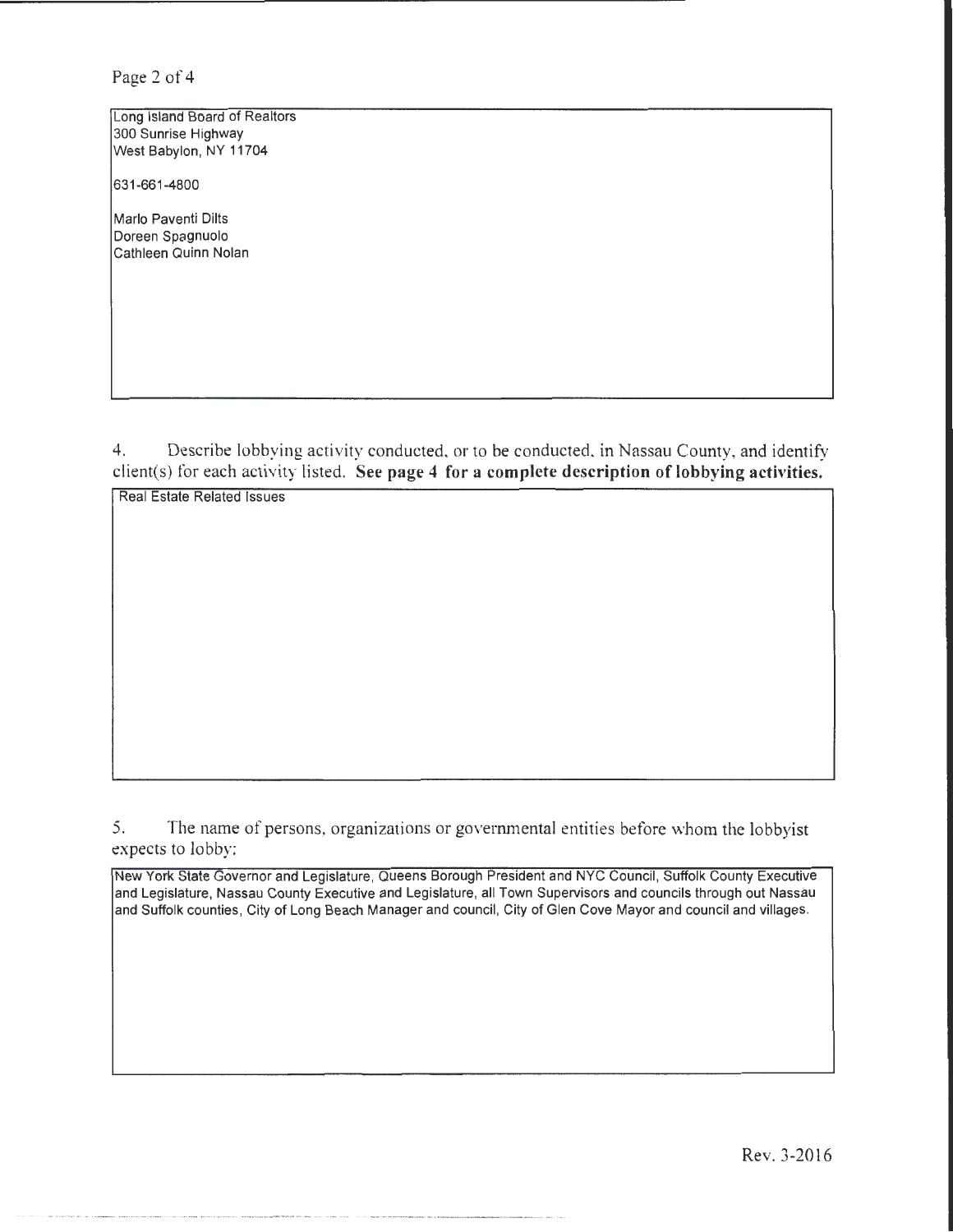Long Island Board of Realtors
300 Sunrise Highway
West Babylon, NY 11704

631-661-4800

Marlo Paventi Dilts
Doreen Spagnuolo
Cathleen Quinn Nolan

4. Describe lobbying activity conducted, or to be conducted, in Nassau County, and identify client(s) for each activity listed. **See page 4 for a complete description of lobbying activities.**

Real Estate Related Issues

5. The name of persons, organizations or governmental entities before whom the lobbyist expects to lobby:

New York State Governor and Legislature, Queens Borough President and NYC Council, Suffolk County Executive and Legislature, Nassau County Executive and Legislature, all Town Supervisors and councils through out Nassau and Suffolk counties, City of Long Beach Manager and council, City of Glen Cove Mayor and council and villages.

Rev. 3-2016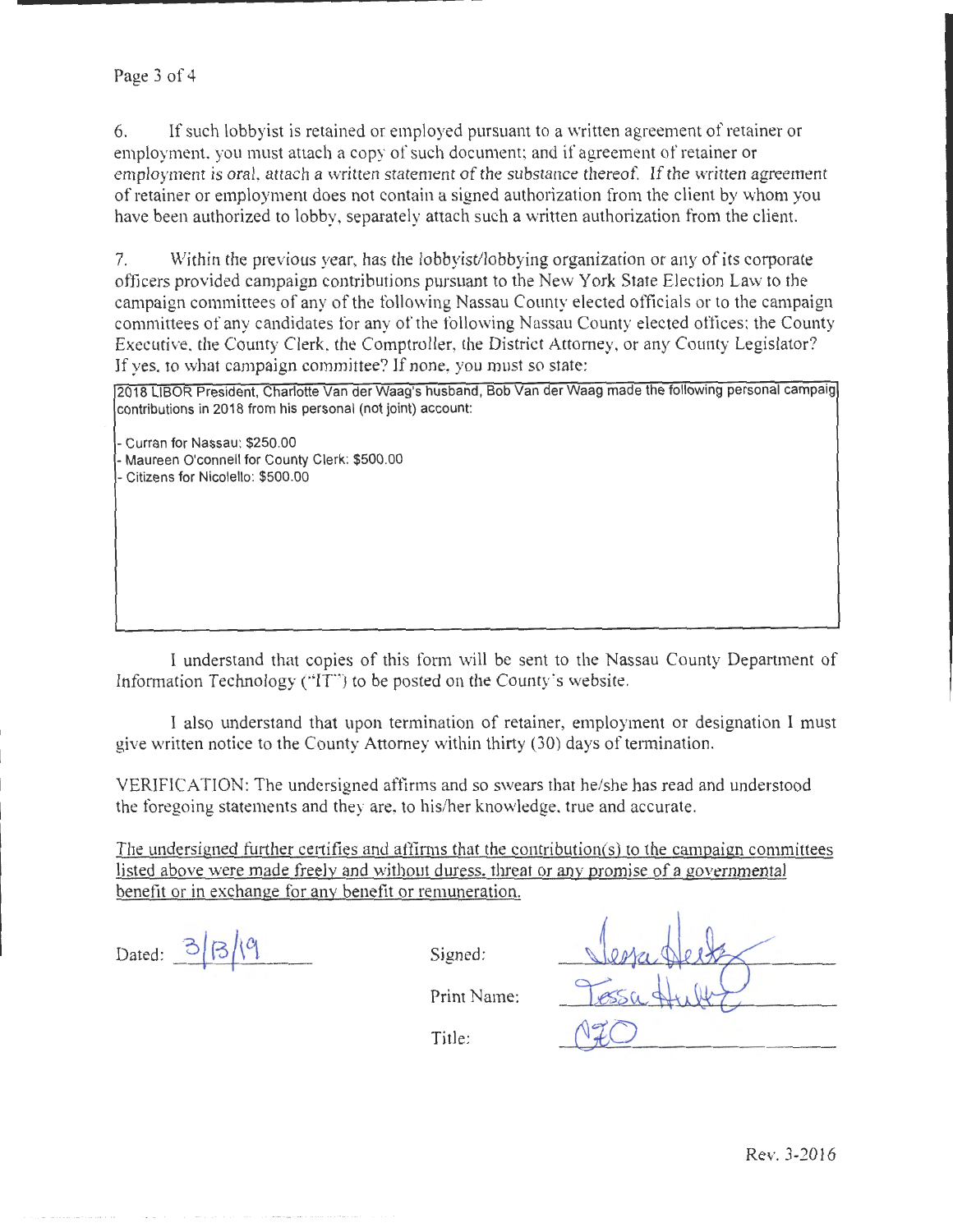6. If such lobbyist is retained or employed pursuant to a written agreement of retainer or employment, you must attach a copy of such document; and if agreement of retainer or employment is oral, attach a written statement of the substance thereof. If the written agreement of retainer or employment does not contain a signed authorization from the client by whom you have been authorized to lobby, separately attach such a written authorization from the client.

7. Within the previous year, has the lobbyist/lobbying organization or any of its corporate officers provided campaign contributions pursuant to the New York State Election Law to the campaign committees of any of the following Nassau County elected officials or to the campaign committees of any candidates for any of the following Nassau County elected offices: the County Executive, the County Clerk, the Comptroller, the District Attorney, or any County Legislator? If yes, to what campaign committee? If none, you must so state:

2018 LIBOR President, Charlotte Van der Waag's husband, Bob Van der Waag made the following personal campaig contributions in 2018 from his personal (not joint) account:

- Curran for Nassau: $250.00
- Maureen O'connell for County Clerk: $500.00
- Citizens for Nicolello: $500.00

I understand that copies of this form will be sent to the Nassau County Department of Information Technology ("IT") to be posted on the County's website.

I also understand that upon termination of retainer, employment or designation I must give written notice to the County Attorney within thirty (30) days of termination.

VERIFICATION: The undersigned affirms and so swears that he/she has read and understood the foregoing statements and they are, to his/her knowledge, true and accurate.

The undersigned further certifies and affirms that the contribution(s) to the campaign committees listed above were made freely and without duress, threat or any promise of a governmental benefit or in exchange for any benefit or remuneration.

Dated: 3/13/19

Signed: [signature]

Print Name: Tessa Hultz

Title: CEO

Rev. 3-2016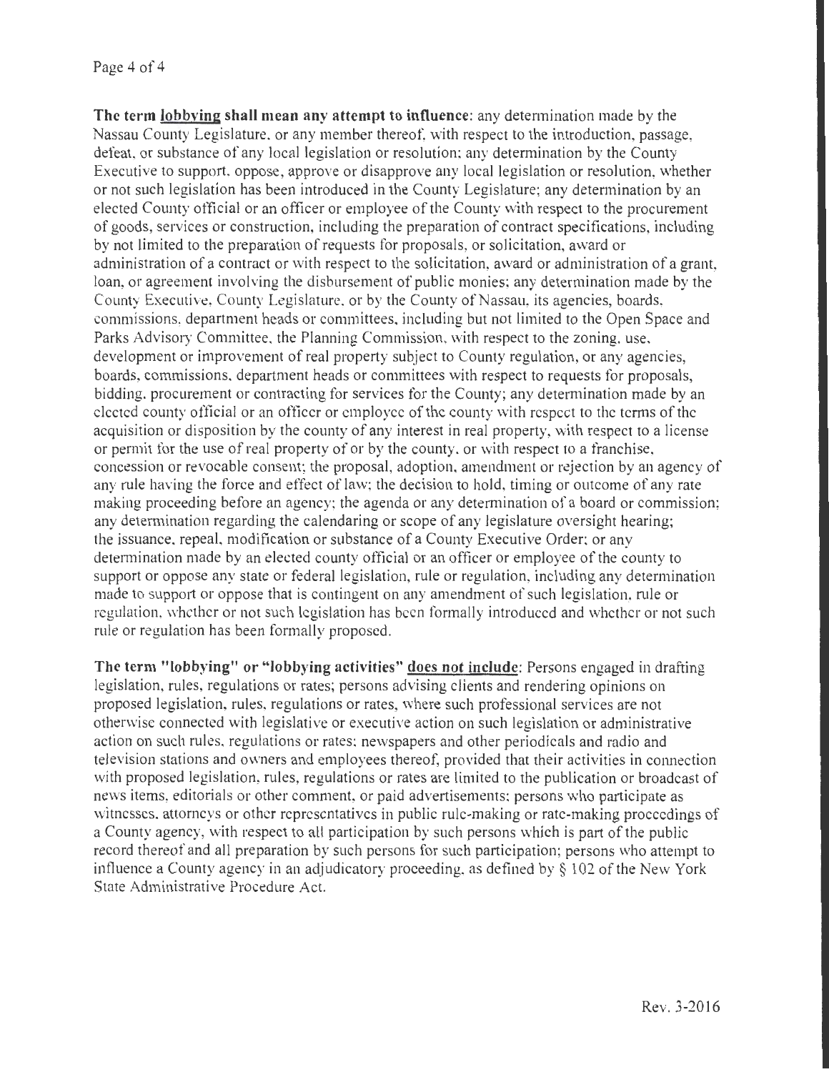**The term lobbying shall mean any attempt to influence**: any determination made by the Nassau County Legislature, or any member thereof, with respect to the introduction, passage, defeat, or substance of any local legislation or resolution; any determination by the County Executive to support, oppose, approve or disapprove any local legislation or resolution, whether or not such legislation has been introduced in the County Legislature; any determination by an elected County official or an officer or employee of the County with respect to the procurement of goods, services or construction, including the preparation of contract specifications, including by not limited to the preparation of requests for proposals, or solicitation, award or administration of a contract or with respect to the solicitation, award or administration of a grant, loan, or agreement involving the disbursement of public monies; any determination made by the County Executive, County Legislature, or by the County of Nassau, its agencies, boards, commissions, department heads or committees, including but not limited to the Open Space and Parks Advisory Committee, the Planning Commission, with respect to the zoning, use, development or improvement of real property subject to County regulation, or any agencies, boards, commissions, department heads or committees with respect to requests for proposals, bidding, procurement or contracting for services for the County; any determination made by an elected county official or an officer or employee of the county with respect to the terms of the acquisition or disposition by the county of any interest in real property, with respect to a license or permit for the use of real property of or by the county, or with respect to a franchise, concession or revocable consent; the proposal, adoption, amendment or rejection by an agency of any rule having the force and effect of law; the decision to hold, timing or outcome of any rate making proceeding before an agency; the agenda or any determination of a board or commission; any determination regarding the calendaring or scope of any legislature oversight hearing; the issuance, repeal, modification or substance of a County Executive Order; or any determination made by an elected county official or an officer or employee of the county to support or oppose any state or federal legislation, rule or regulation, including any determination made to support or oppose that is contingent on any amendment of such legislation, rule or regulation, whether or not such legislation has been formally introduced and whether or not such rule or regulation has been formally proposed.

**The term "lobbying" or "lobbying activities" does not include**: Persons engaged in drafting legislation, rules, regulations or rates; persons advising clients and rendering opinions on proposed legislation, rules, regulations or rates, where such professional services are not otherwise connected with legislative or executive action on such legislation or administrative action on such rules, regulations or rates; newspapers and other periodicals and radio and television stations and owners and employees thereof, provided that their activities in connection with proposed legislation, rules, regulations or rates are limited to the publication or broadcast of news items, editorials or other comment, or paid advertisements; persons who participate as witnesses, attorneys or other representatives in public rule-making or rate-making proceedings of a County agency, with respect to all participation by such persons which is part of the public record thereof and all preparation by such persons for such participation; persons who attempt to influence a County agency in an adjudicatory proceeding, as defined by § 102 of the New York State Administrative Procedure Act.

Rev. 3-2016